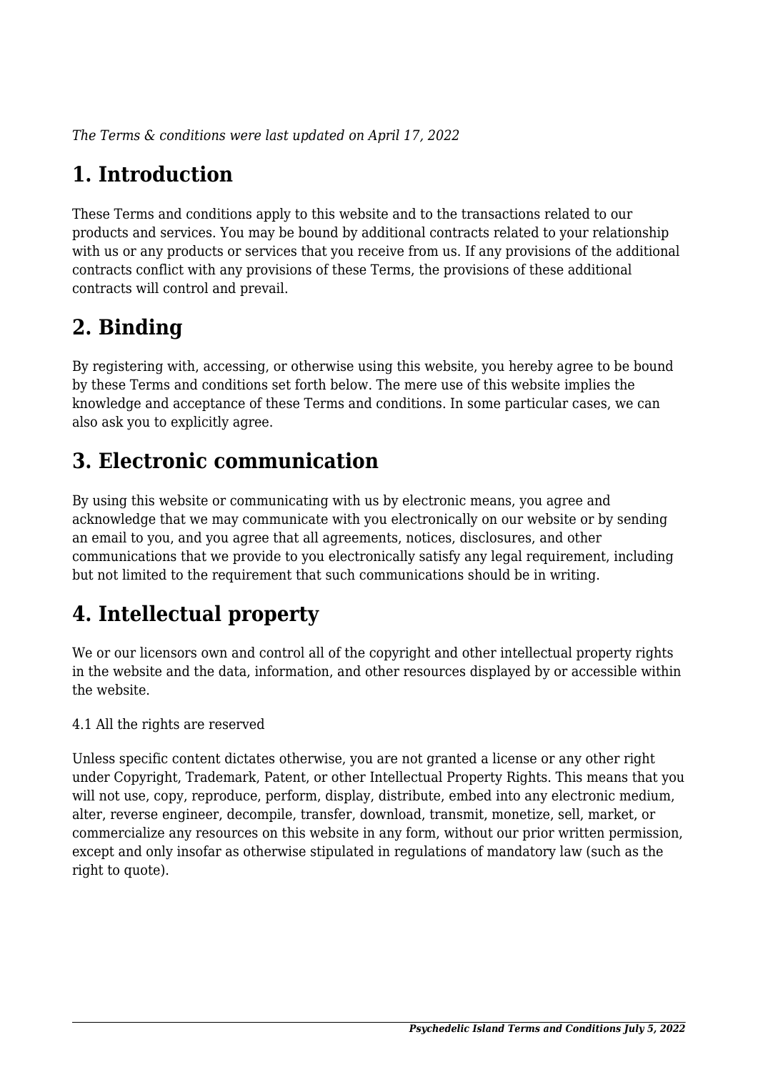*The Terms & conditions were last updated on April 17, 2022*

# 1. Introduction

These Terms and conditions apply to this website and to the transactions related to our products and services. You may be bound by additional contracts related to your relationship with us or any products or services that you receive from us. If any provisions of the additional contracts conflict with any provisions of these Terms, the provisions of these additional contracts will control and prevail.

# 2. Binding

By registering with, accessing, or otherwise using this website, you hereby agree to be bound by these Terms and conditions set forth below. The mere use of this website implies the knowledge and acceptance of these Terms and conditions. In some particular cases, we can also ask you to explicitly agree.

# 3. Electronic communication

By using this website or communicating with us by electronic means, you agree and acknowledge that we may communicate with you electronically on our website or by sending an email to you, and you agree that all agreements, notices, disclosures, and other communications that we provide to you electronically satisfy any legal requirement, including but not limited to the requirement that such communications should be in writing.

# 4. Intellectual property

We or our licensors own and control all of the copyright and other intellectual property rights in the website and the data, information, and other resources displayed by or accessible within the website.

4.1 All the rights are reserved

Unless specific content dictates otherwise, you are not granted a license or any other right under Copyright, Trademark, Patent, or other Intellectual Property Rights. This means that you will not use, copy, reproduce, perform, display, distribute, embed into any electronic medium, alter, reverse engineer, decompile, transfer, download, transmit, monetize, sell, market, or commercialize any resources on this website in any form, without our prior written permission, except and only insofar as otherwise stipulated in regulations of mandatory law (such as the right to quote).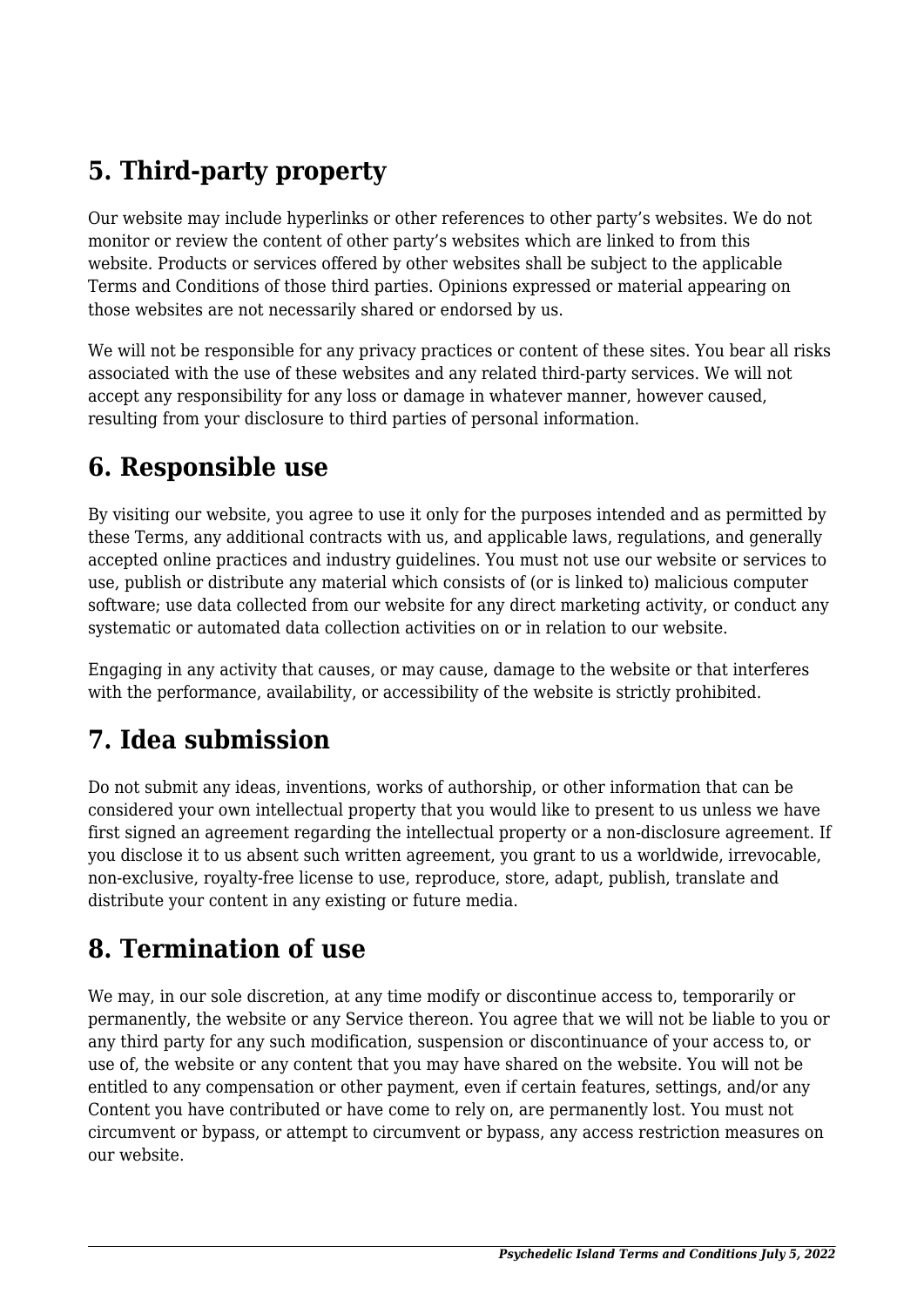## 5. Third-party property

Our website may include hyperlinks or other references to other party's websites. We do not monitor or review the content of other party's websites which are linked to from this website. Products or services offered by other websites shall be subject to the applicable Terms and Conditions of those third parties. Opinions expressed or material appearing on those websites are not necessarily shared or endorsed by us.

We will not be responsible for any privacy practices or content of these sites. You bear all risks associated with the use of these websites and any related third-party services. We will not accept any responsibility for any loss or damage in whatever manner, however caused, resulting from your disclosure to third parties of personal information.

## 6. Responsible use

By visiting our website, you agree to use it only for the purposes intended and as permitted by these Terms, any additional contracts with us, and applicable laws, regulations, and generally accepted online practices and industry guidelines. You must not use our website or services to use, publish or distribute any material which consists of (or is linked to) malicious computer software; use data collected from our website for any direct marketing activity, or conduct any systematic or automated data collection activities on or in relation to our website.

Engaging in any activity that causes, or may cause, damage to the website or that interferes with the performance, availability, or accessibility of the website is strictly prohibited.

## 7. Idea submission

Do not submit any ideas, inventions, works of authorship, or other information that can be considered your own intellectual property that you would like to present to us unless we have first signed an agreement regarding the intellectual property or a non-disclosure agreement. If you disclose it to us absent such written agreement, you grant to us a worldwide, irrevocable, non-exclusive, royalty-free license to use, reproduce, store, adapt, publish, translate and distribute your content in any existing or future media.

## 8. Termination of use

We may, in our sole discretion, at any time modify or discontinue access to, temporarily or permanently, the website or any Service thereon. You agree that we will not be liable to you or any third party for any such modification, suspension or discontinuance of your access to, or use of, the website or any content that you may have shared on the website. You will not be entitled to any compensation or other payment, even if certain features, settings, and/or any Content you have contributed or have come to rely on, are permanently lost. You must not circumvent or bypass, or attempt to circumvent or bypass, any access restriction measures on our website.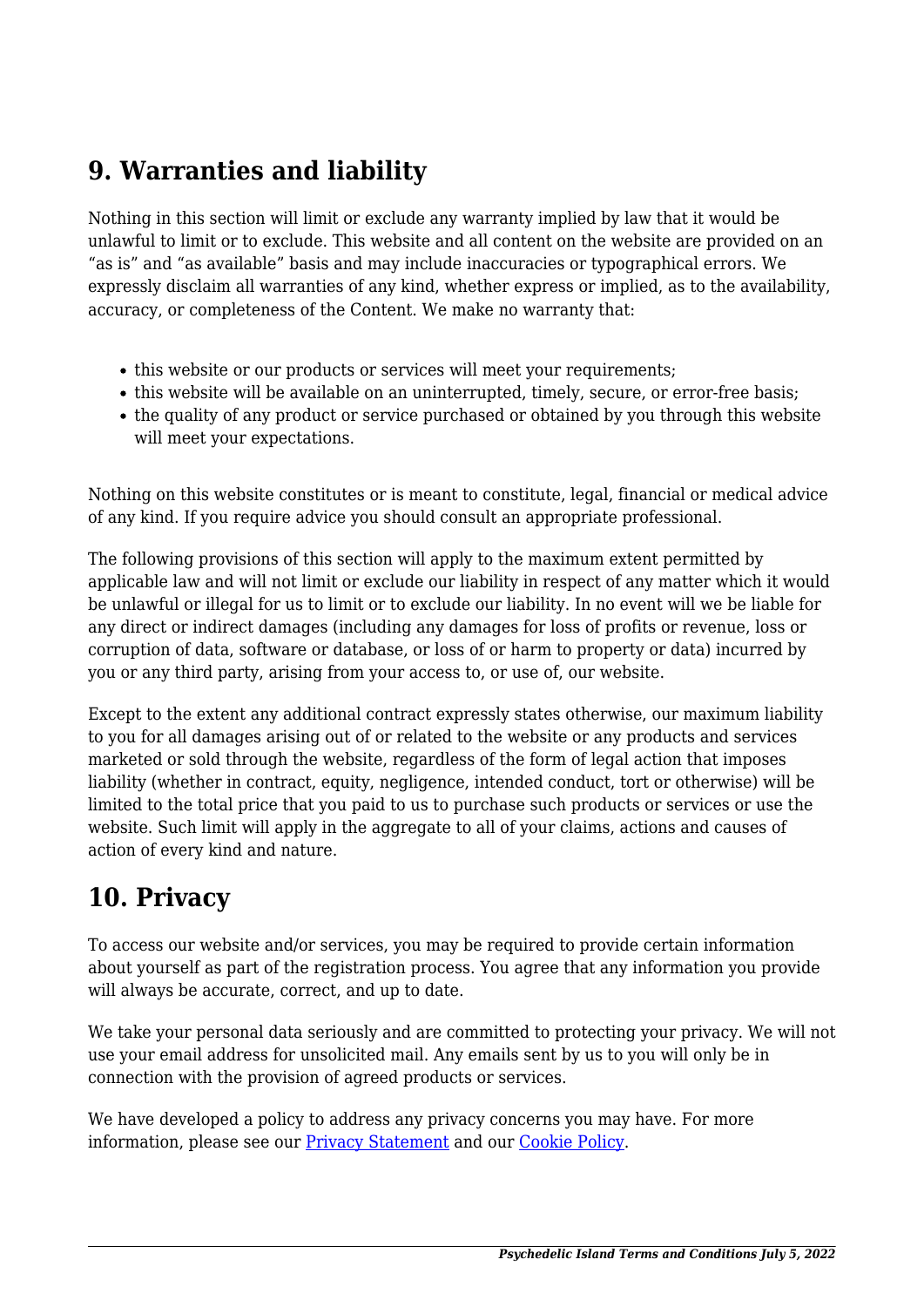## 9. Warranties and liability

Nothing in this section will limit or exclude any warranty implied by law that it would be unlawful to limit or to exclude. This website and all content on the website are provided on an "as is" and "as available" basis and may include inaccuracies or typographical errors. We expressly disclaim all warranties of any kind, whether express or implied, as to the availability, accuracy, or completeness of the Content. We make no warranty that:

- this website or our products or services will meet your requirements;
- this website will be available on an uninterrupted, timely, secure, or error-free basis;
- the quality of any product or service purchased or obtained by you through this website will meet your expectations.

Nothing on this website constitutes or is meant to constitute, legal, financial or medical advice of any kind. If you require advice you should consult an appropriate professional.

The following provisions of this section will apply to the maximum extent permitted by applicable law and will not limit or exclude our liability in respect of any matter which it would be unlawful or illegal for us to limit or to exclude our liability. In no event will we be liable for any direct or indirect damages (including any damages for loss of profits or revenue, loss or corruption of data, software or database, or loss of or harm to property or data) incurred by you or any third party, arising from your access to, or use of, our website.

Except to the extent any additional contract expressly states otherwise, our maximum liability to you for all damages arising out of or related to the website or any products and services marketed or sold through the website, regardless of the form of legal action that imposes liability (whether in contract, equity, negligence, intended conduct, tort or otherwise) will be limited to the total price that you paid to us to purchase such products or services or use the website. Such limit will apply in the aggregate to all of your claims, actions and causes of action of every kind and nature.

## 10. Privacy

To access our website and/or services, you may be required to provide certain information about yourself as part of the registration process. You agree that any information you provide will always be accurate, correct, and up to date.

We take your personal data seriously and are committed to protecting your privacy. We will not use your email address for unsolicited mail. Any emails sent by us to you will only be in connection with the provision of agreed products or services.

We have developed a policy to address any privacy concerns you may have. For more information, please see our [Privacy Statement] and our [Cookie Policy].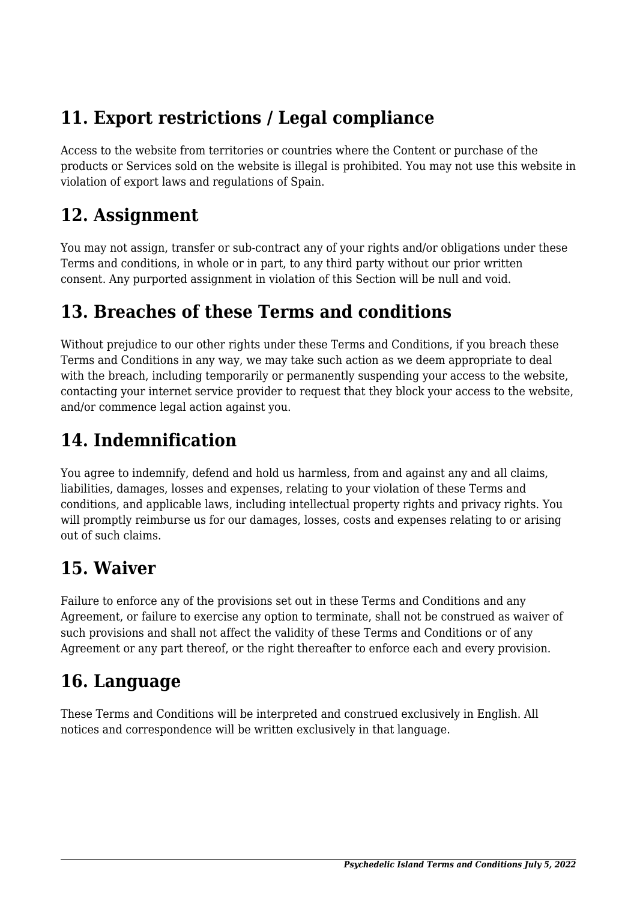## 11. Export restrictions / Legal compliance

Access to the website from territories or countries where the Content or purchase of the products or Services sold on the website is illegal is prohibited. You may not use this website in violation of export laws and regulations of Spain.

## 12. Assignment

You may not assign, transfer or sub-contract any of your rights and/or obligations under these Terms and conditions, in whole or in part, to any third party without our prior written consent. Any purported assignment in violation of this Section will be null and void.

## 13. Breaches of these Terms and conditions

Without prejudice to our other rights under these Terms and Conditions, if you breach these Terms and Conditions in any way, we may take such action as we deem appropriate to deal with the breach, including temporarily or permanently suspending your access to the website, contacting your internet service provider to request that they block your access to the website, and/or commence legal action against you.

## 14. Indemnification

You agree to indemnify, defend and hold us harmless, from and against any and all claims, liabilities, damages, losses and expenses, relating to your violation of these Terms and conditions, and applicable laws, including intellectual property rights and privacy rights. You will promptly reimburse us for our damages, losses, costs and expenses relating to or arising out of such claims.

## 15. Waiver

Failure to enforce any of the provisions set out in these Terms and Conditions and any Agreement, or failure to exercise any option to terminate, shall not be construed as waiver of such provisions and shall not affect the validity of these Terms and Conditions or of any Agreement or any part thereof, or the right thereafter to enforce each and every provision.

## 16. Language

These Terms and Conditions will be interpreted and construed exclusively in English. All notices and correspondence will be written exclusively in that language.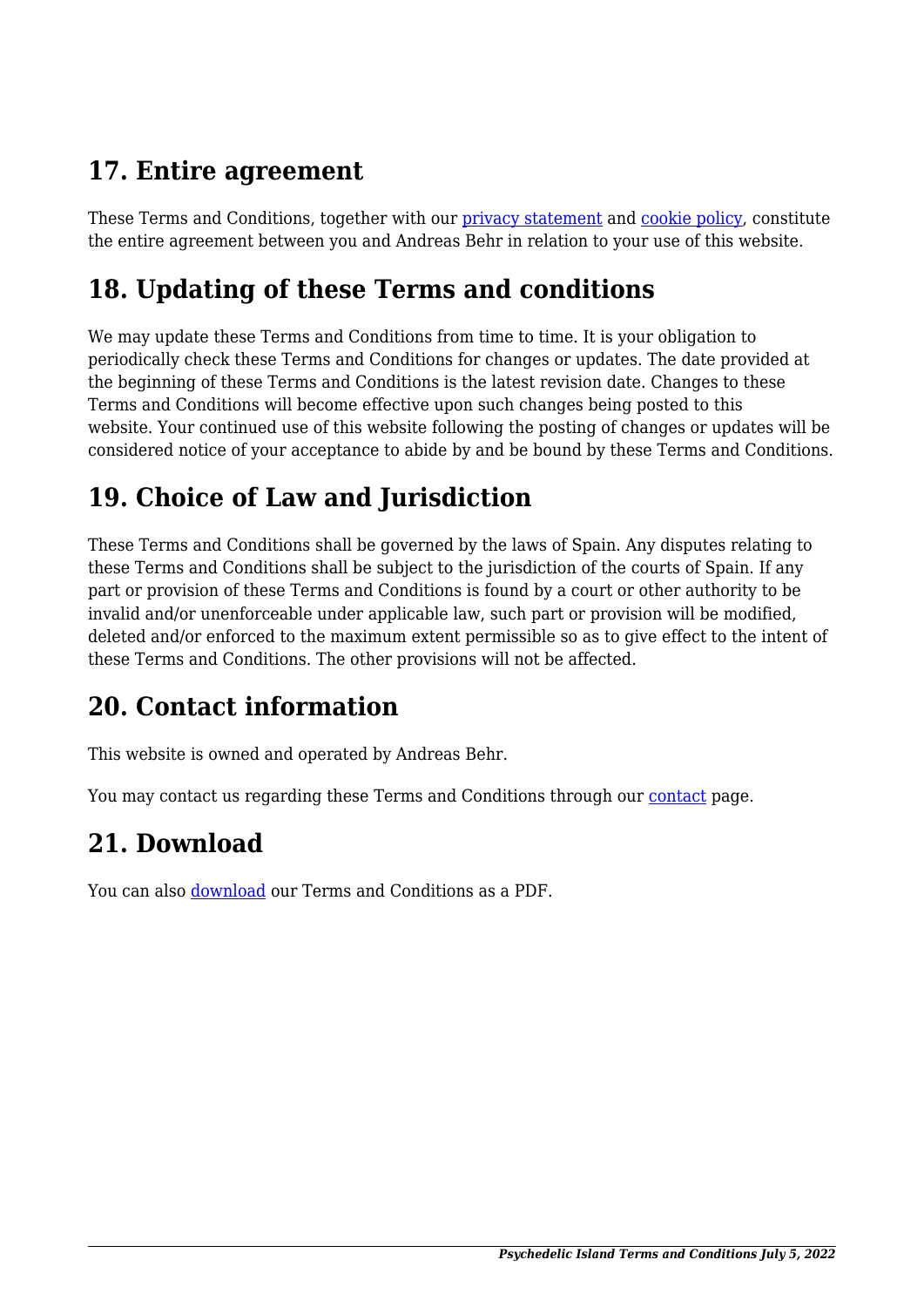## 17. Entire agreement

These Terms and Conditions, together with our privacy statement and cookie policy, constitute the entire agreement between you and Andreas Behr in relation to your use of this website.

## 18. Updating of these Terms and conditions

We may update these Terms and Conditions from time to time. It is your obligation to periodically check these Terms and Conditions for changes or updates. The date provided at the beginning of these Terms and Conditions is the latest revision date. Changes to these Terms and Conditions will become effective upon such changes being posted to this website. Your continued use of this website following the posting of changes or updates will be considered notice of your acceptance to abide by and be bound by these Terms and Conditions.

## 19. Choice of Law and Jurisdiction

These Terms and Conditions shall be governed by the laws of Spain. Any disputes relating to these Terms and Conditions shall be subject to the jurisdiction of the courts of Spain. If any part or provision of these Terms and Conditions is found by a court or other authority to be invalid and/or unenforceable under applicable law, such part or provision will be modified, deleted and/or enforced to the maximum extent permissible so as to give effect to the intent of these Terms and Conditions. The other provisions will not be affected.

## 20. Contact information

This website is owned and operated by Andreas Behr.

You may contact us regarding these Terms and Conditions through our contact page.

## 21. Download

You can also download our Terms and Conditions as a PDF.